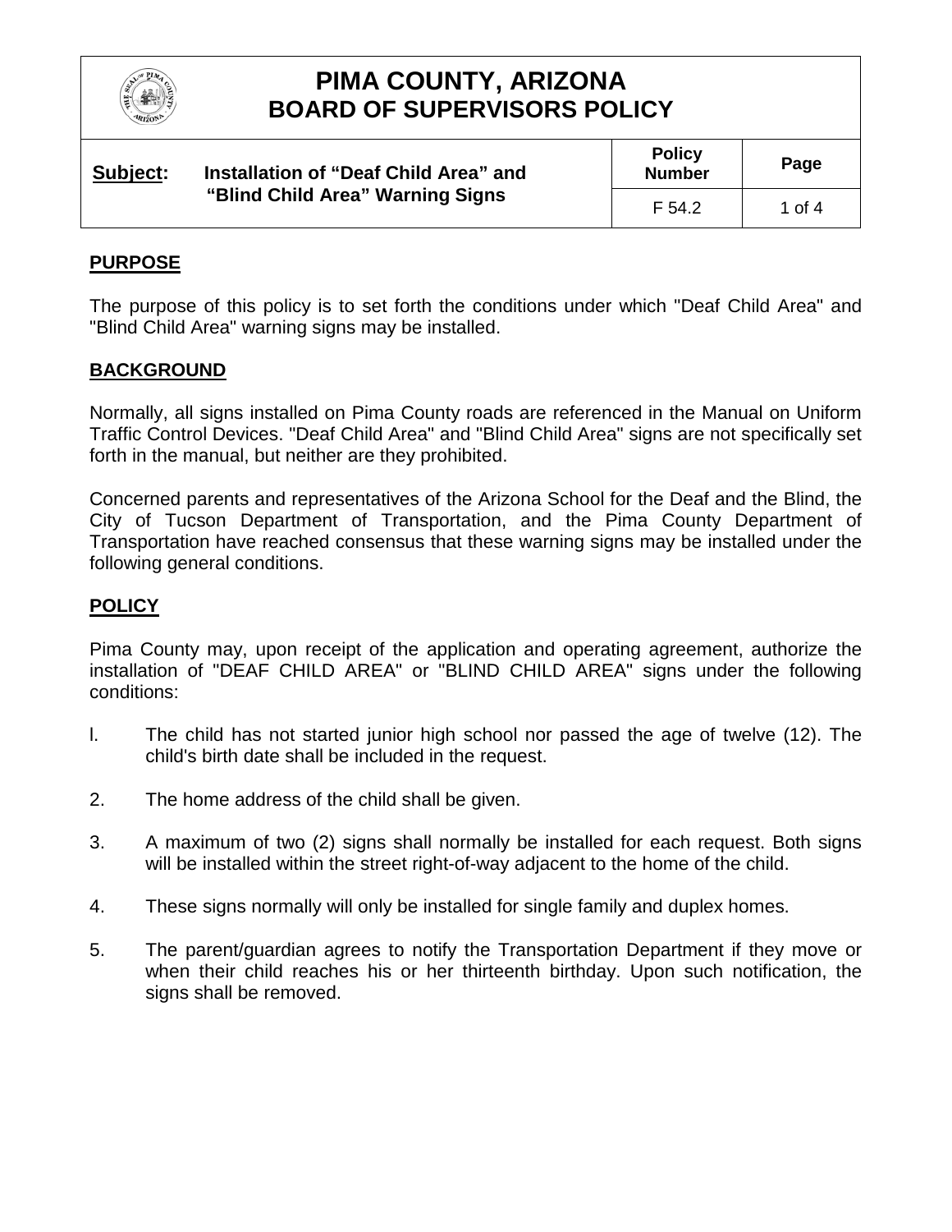# PIMA COUNTY, ARIZONA
# BOARD OF SUPERVISORS POLICY

| **Subject:** Installation of "Deaf Child Area" and "Blind Child Area" Warning Signs | **Policy Number** | **Page** |
|---|---|---|
| | F 54.2 | 1 of 4 |

## PURPOSE

The purpose of this policy is to set forth the conditions under which "Deaf Child Area" and "Blind Child Area" warning signs may be installed.

## BACKGROUND

Normally, all signs installed on Pima County roads are referenced in the Manual on Uniform Traffic Control Devices. "Deaf Child Area" and "Blind Child Area" signs are not specifically set forth in the manual, but neither are they prohibited.

Concerned parents and representatives of the Arizona School for the Deaf and the Blind, the City of Tucson Department of Transportation, and the Pima County Department of Transportation have reached consensus that these warning signs may be installed under the following general conditions.

## POLICY

Pima County may, upon receipt of the application and operating agreement, authorize the installation of "DEAF CHILD AREA" or "BLIND CHILD AREA" signs under the following conditions:

l. The child has not started junior high school nor passed the age of twelve (12). The child's birth date shall be included in the request.

2. The home address of the child shall be given.

3. A maximum of two (2) signs shall normally be installed for each request. Both signs will be installed within the street right-of-way adjacent to the home of the child.

4. These signs normally will only be installed for single family and duplex homes.

5. The parent/guardian agrees to notify the Transportation Department if they move or when their child reaches his or her thirteenth birthday. Upon such notification, the signs shall be removed.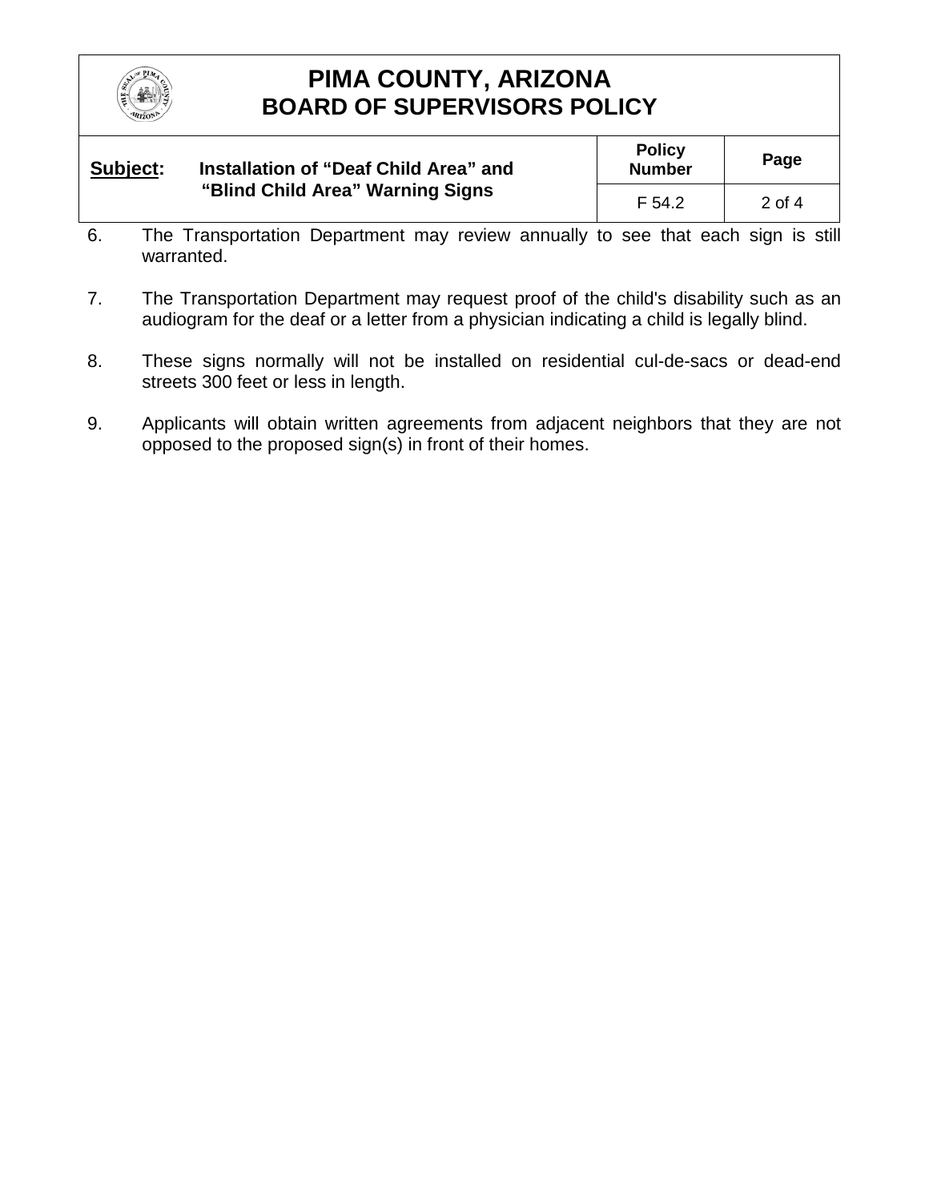6. The Transportation Department may review annually to see that each sign is still warranted.

7. The Transportation Department may request proof of the child's disability such as an audiogram for the deaf or a letter from a physician indicating a child is legally blind.

8. These signs normally will not be installed on residential cul-de-sacs or dead-end streets 300 feet or less in length.

9. Applicants will obtain written agreements from adjacent neighbors that they are not opposed to the proposed sign(s) in front of their homes.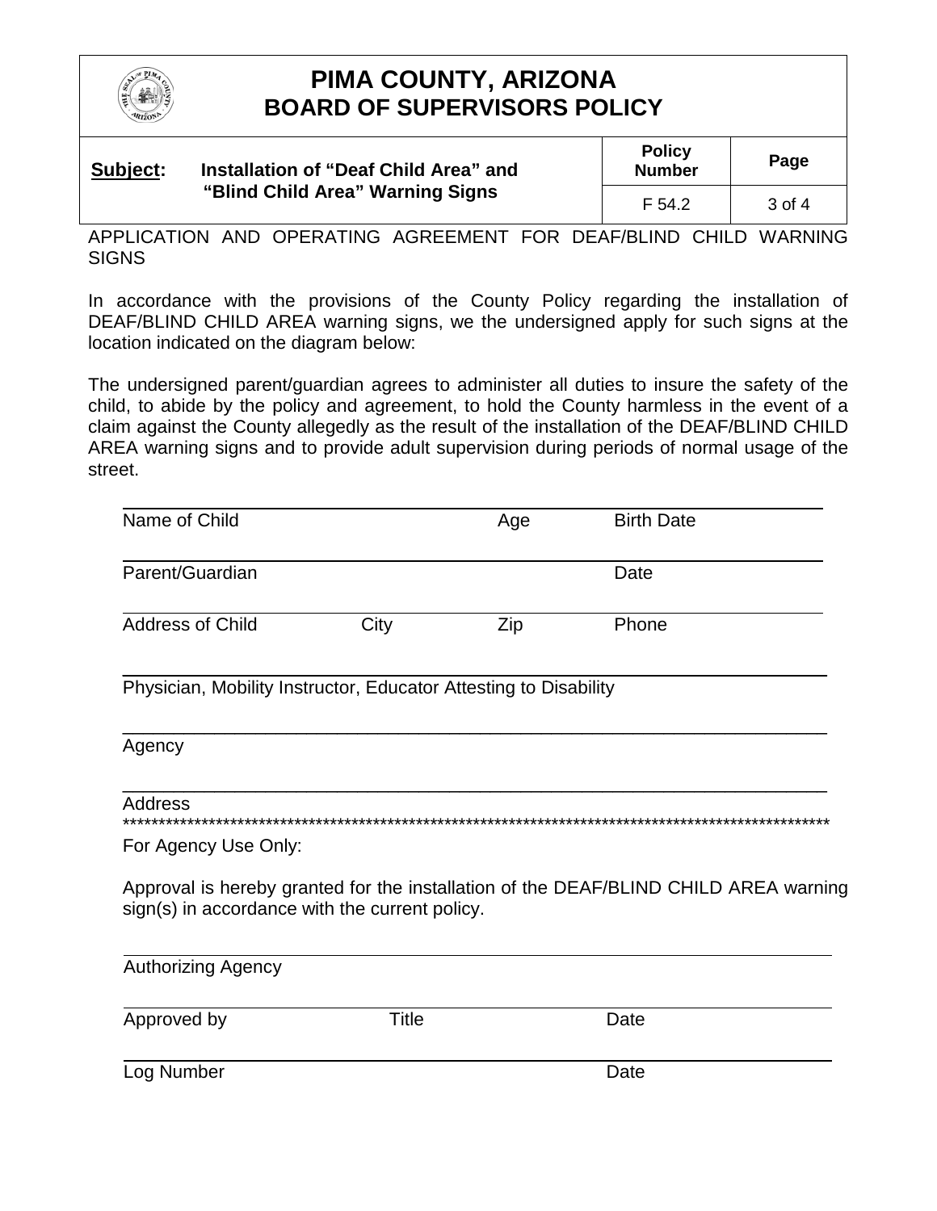# PIMA COUNTY, ARIZONA
## BOARD OF SUPERVISORS POLICY

| **Subject:** Installation of "Deaf Child Area" and "Blind Child Area" Warning Signs | **Policy Number** | **Page** |
|---|---|---|
| | F 54.2 | 3 of 4 |

APPLICATION AND OPERATING AGREEMENT FOR DEAF/BLIND CHILD WARNING SIGNS

In accordance with the provisions of the County Policy regarding the installation of DEAF/BLIND CHILD AREA warning signs, we the undersigned apply for such signs at the location indicated on the diagram below:

The undersigned parent/guardian agrees to administer all duties to insure the safety of the child, to abide by the policy and agreement, to hold the County harmless in the event of a claim against the County allegedly as the result of the installation of the DEAF/BLIND CHILD AREA warning signs and to provide adult supervision during periods of normal usage of the street.

______________________________________________
Name of Child                    Age                    Birth Date

______________________________________________
Parent/Guardian                                          Date

______________________________________________
Address of Child          City          Zip          Phone

______________________________________________
Physician, Mobility Instructor, Educator Attesting to Disability

______________________________________________
Agency

______________________________________________
Address

*****************************************************************************************************

For Agency Use Only:

Approval is hereby granted for the installation of the DEAF/BLIND CHILD AREA warning sign(s) in accordance with the current policy.

______________________________________________
Authorizing Agency

______________________________________________
Approved by                    Title                    Date

______________________________________________
Log Number                                          Date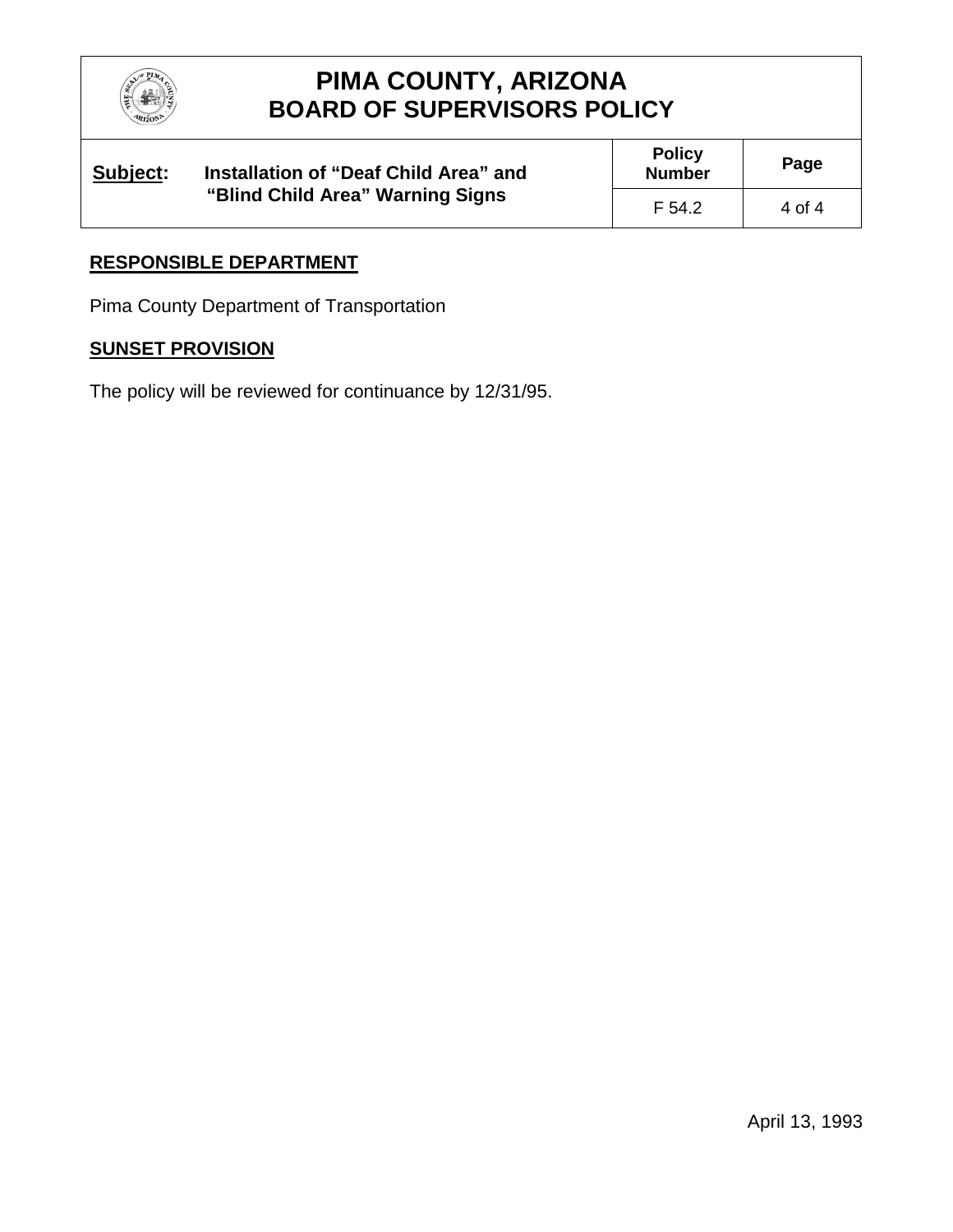## RESPONSIBLE DEPARTMENT

Pima County Department of Transportation

## SUNSET PROVISION

The policy will be reviewed for continuance by 12/31/95.

April 13, 1993